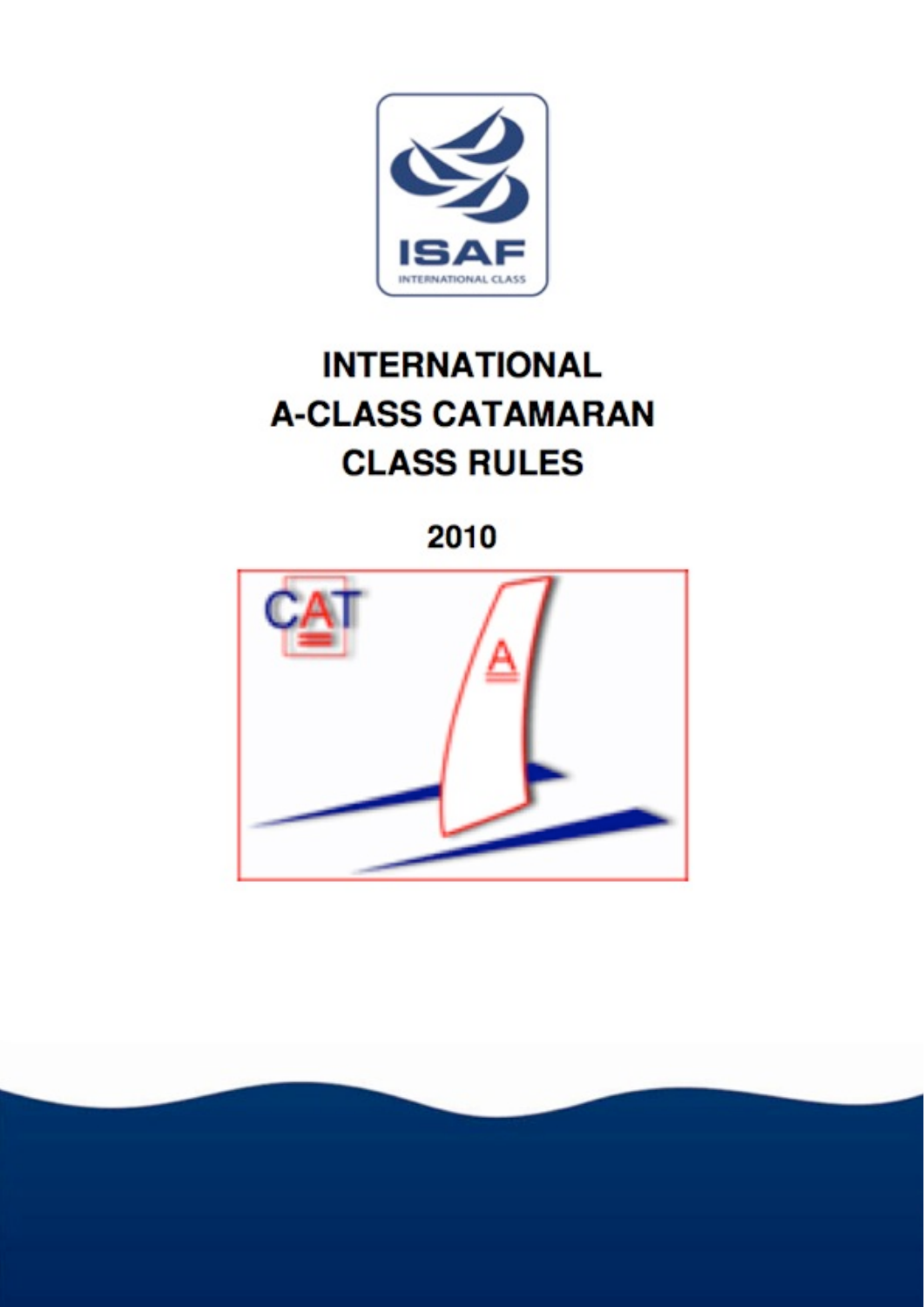# INTERNATIONAL A-CLASS CATAMARAN CLASS RULES

## 2010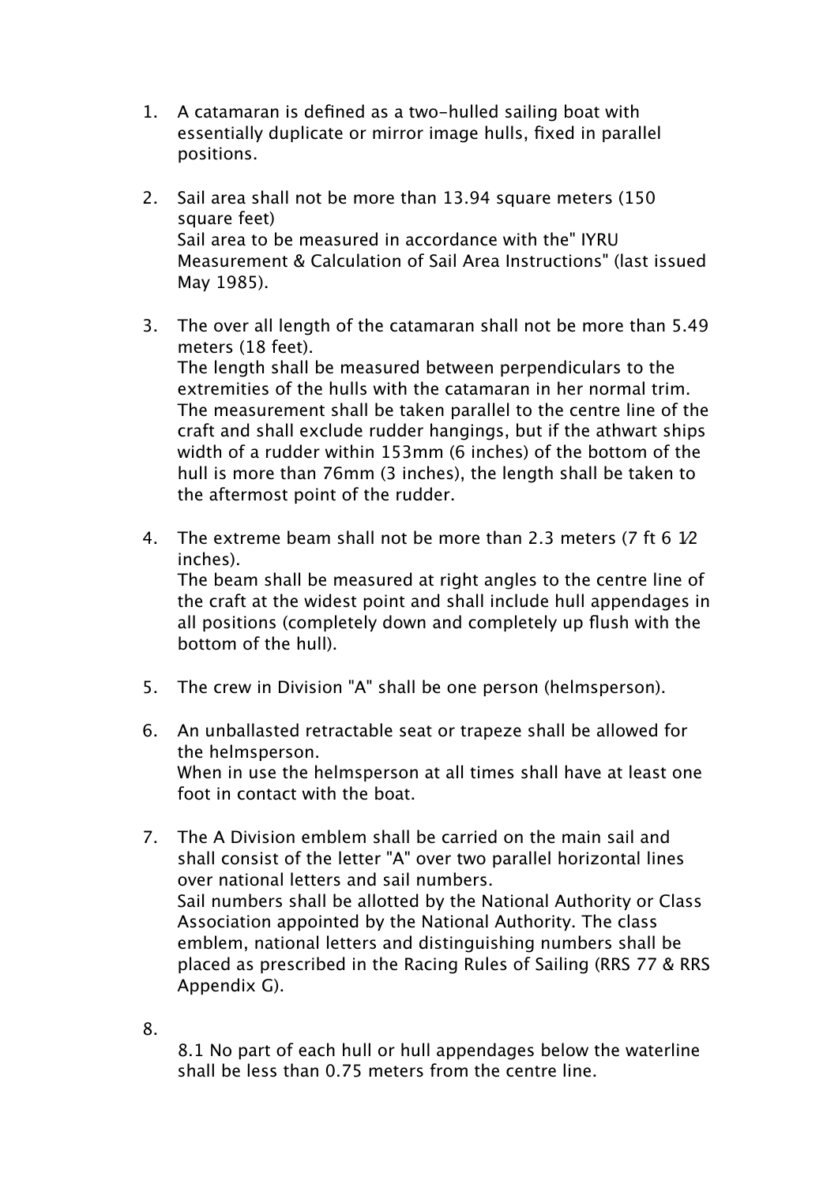1. A catamaran is defined as a two-hulled sailing boat with essentially duplicate or mirror image hulls, fixed in parallel positions.

2. Sail area shall not be more than 13.94 square meters (150 square feet)
   Sail area to be measured in accordance with the" IYRU Measurement & Calculation of Sail Area Instructions" (last issued May 1985).

3. The over all length of the catamaran shall not be more than 5.49 meters (18 feet).
   The length shall be measured between perpendiculars to the extremities of the hulls with the catamaran in her normal trim. The measurement shall be taken parallel to the centre line of the craft and shall exclude rudder hangings, but if the athwart ships width of a rudder within 153mm (6 inches) of the bottom of the hull is more than 76mm (3 inches), the length shall be taken to the aftermost point of the rudder.

4. The extreme beam shall not be more than 2.3 meters (7 ft 6 1⁄2 inches).
   The beam shall be measured at right angles to the centre line of the craft at the widest point and shall include hull appendages in all positions (completely down and completely up flush with the bottom of the hull).

5. The crew in Division "A" shall be one person (helmsperson).

6. An unballasted retractable seat or trapeze shall be allowed for the helmsperson.
   When in use the helmsperson at all times shall have at least one foot in contact with the boat.

7. The A Division emblem shall be carried on the main sail and shall consist of the letter "A" over two parallel horizontal lines over national letters and sail numbers.
   Sail numbers shall be allotted by the National Authority or Class Association appointed by the National Authority. The class emblem, national letters and distinguishing numbers shall be placed as prescribed in the Racing Rules of Sailing (RRS 77 & RRS Appendix G).

8. 
   8.1 No part of each hull or hull appendages below the waterline shall be less than 0.75 meters from the centre line.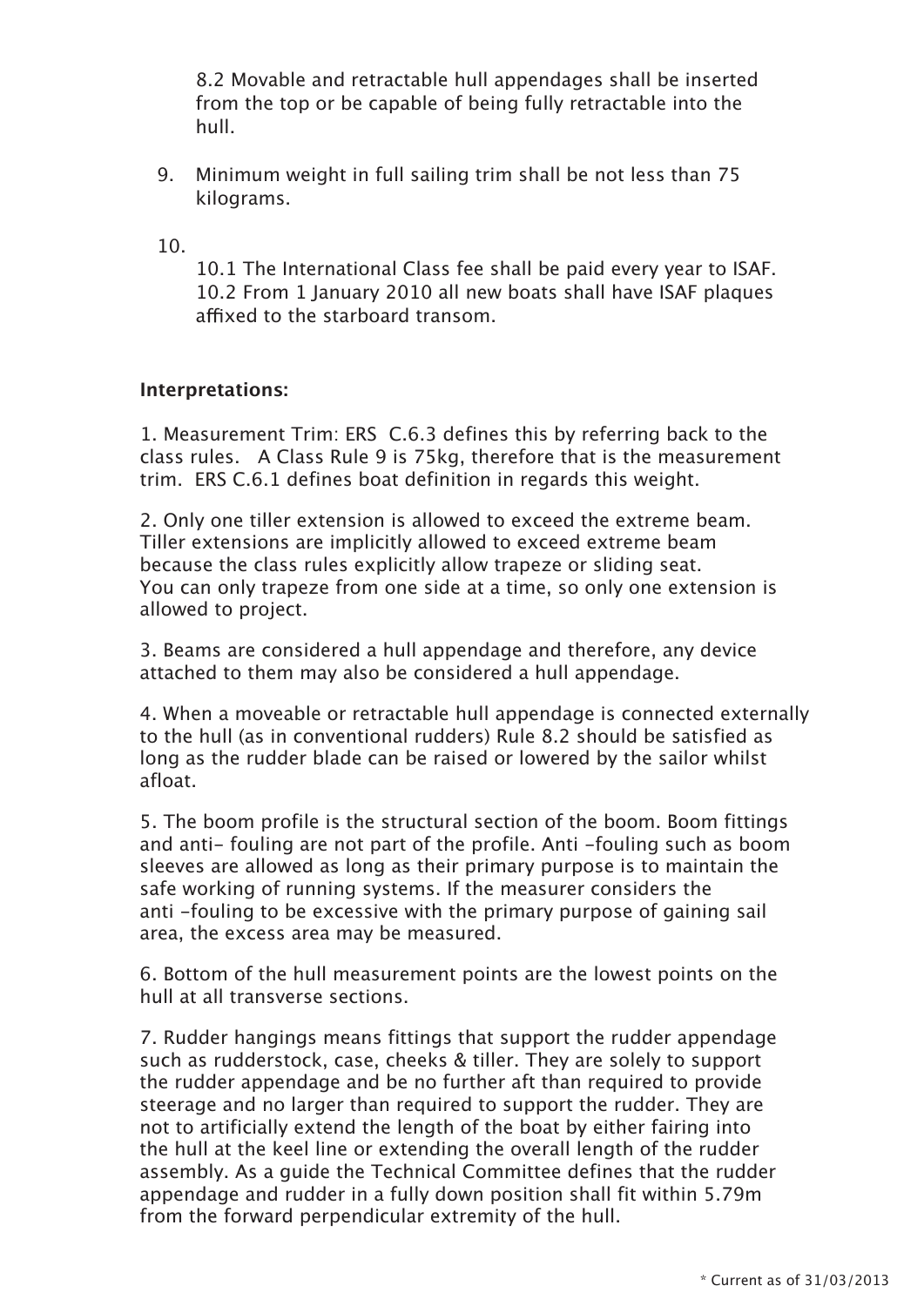8.2 Movable and retractable hull appendages shall be inserted from the top or be capable of being fully retractable into the hull.

9. Minimum weight in full sailing trim shall be not less than 75 kilograms.

10.
   10.1 The International Class fee shall be paid every year to ISAF.
   10.2 From 1 January 2010 all new boats shall have ISAF plaques affixed to the starboard transom.

**Interpretations:**

1. Measurement Trim: ERS C.6.3 defines this by referring back to the class rules. A Class Rule 9 is 75kg, therefore that is the measurement trim. ERS C.6.1 defines boat definition in regards this weight.

2. Only one tiller extension is allowed to exceed the extreme beam. Tiller extensions are implicitly allowed to exceed extreme beam because the class rules explicitly allow trapeze or sliding seat. You can only trapeze from one side at a time, so only one extension is allowed to project.

3. Beams are considered a hull appendage and therefore, any device attached to them may also be considered a hull appendage.

4. When a moveable or retractable hull appendage is connected externally to the hull (as in conventional rudders) Rule 8.2 should be satisfied as long as the rudder blade can be raised or lowered by the sailor whilst afloat.

5. The boom profile is the structural section of the boom. Boom fittings and anti- fouling are not part of the profile. Anti -fouling such as boom sleeves are allowed as long as their primary purpose is to maintain the safe working of running systems. If the measurer considers the anti -fouling to be excessive with the primary purpose of gaining sail area, the excess area may be measured.

6. Bottom of the hull measurement points are the lowest points on the hull at all transverse sections.

7. Rudder hangings means fittings that support the rudder appendage such as rudderstock, case, cheeks & tiller. They are solely to support the rudder appendage and be no further aft than required to provide steerage and no larger than required to support the rudder. They are not to artificially extend the length of the boat by either fairing into the hull at the keel line or extending the overall length of the rudder assembly. As a guide the Technical Committee defines that the rudder appendage and rudder in a fully down position shall fit within 5.79m from the forward perpendicular extremity of the hull.

\* Current as of 31/03/2013